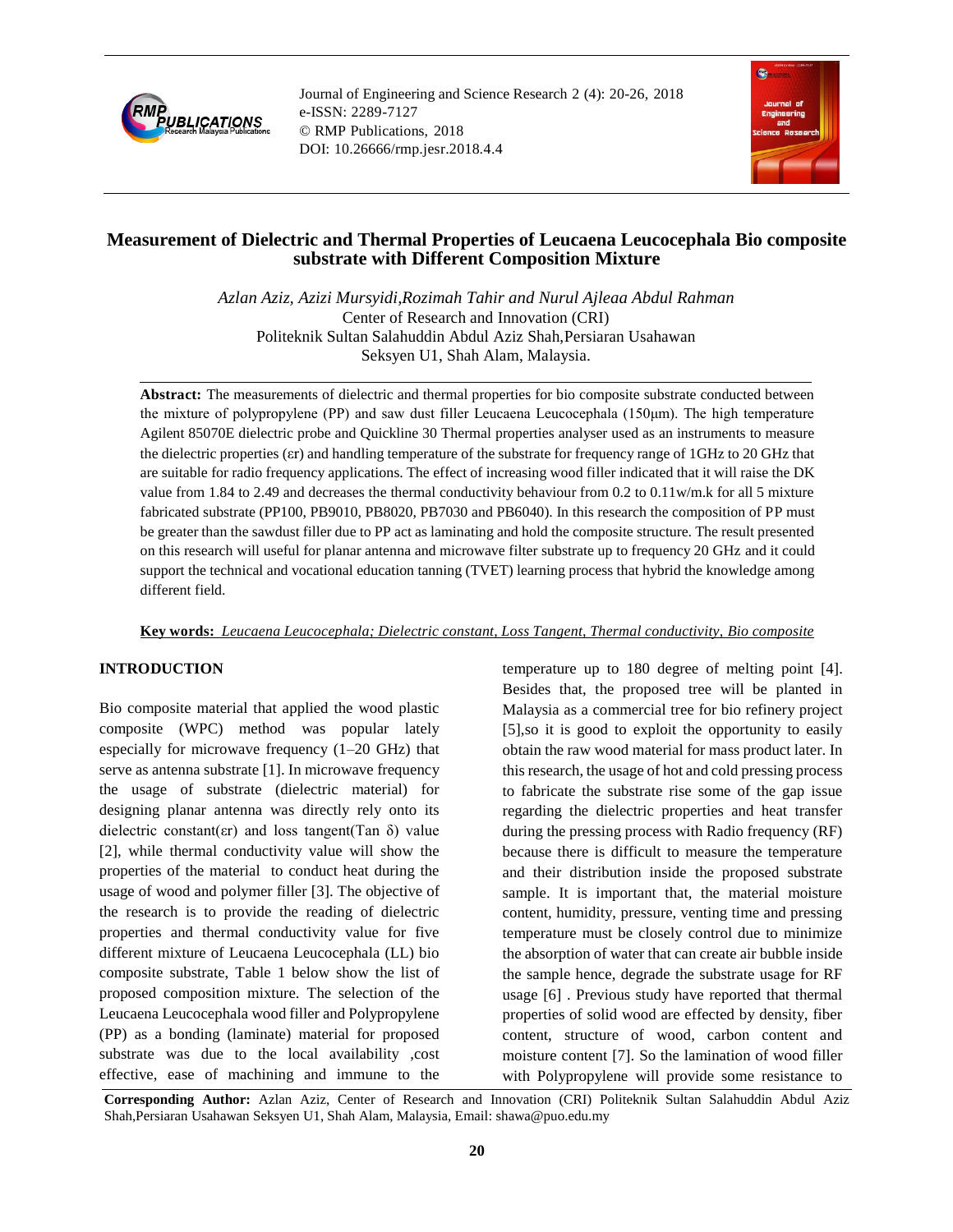# Measurement of Dielectric and Thermal Properties of Leucaena Leucocephala Bio composite substrate with Different Composition Mixture

*Azlan Aziz, Azizi Mursyidi,Rozimah Tahir and Nurul Ajleaa Abdul Rahman*

Center of Research and Innovation (CRI)
Politeknik Sultan Salahuddin Abdul Aziz Shah,Persiaran Usahawan
Seksyen U1, Shah Alam, Malaysia.

**Abstract:** The measurements of dielectric and thermal properties for bio composite substrate conducted between the mixture of polypropylene (PP) and saw dust filler Leucaena Leucocephala (150μm). The high temperature Agilent 85070E dielectric probe and Quickline 30 Thermal properties analyser used as an instruments to measure the dielectric properties (εr) and handling temperature of the substrate for frequency range of 1GHz to 20 GHz that are suitable for radio frequency applications. The effect of increasing wood filler indicated that it will raise the DK value from 1.84 to 2.49 and decreases the thermal conductivity behaviour from 0.2 to 0.11w/m.k for all 5 mixture fabricated substrate (PP100, PB9010, PB8020, PB7030 and PB6040). In this research the composition of PP must be greater than the sawdust filler due to PP act as laminating and hold the composite structure. The result presented on this research will useful for planar antenna and microwave filter substrate up to frequency 20 GHz and it could support the technical and vocational education tanning (TVET) learning process that hybrid the knowledge among different field.

**Key words:** *Leucaena Leucocephala; Dielectric constant, Loss Tangent, Thermal conductivity, Bio composite*

## INTRODUCTION

Bio composite material that applied the wood plastic composite (WPC) method was popular lately especially for microwave frequency (1–20 GHz) that serve as antenna substrate [1]. In microwave frequency the usage of substrate (dielectric material) for designing planar antenna was directly rely onto its dielectric constant(εr) and loss tangent(Tan δ) value [2], while thermal conductivity value will show the properties of the material to conduct heat during the usage of wood and polymer filler [3]. The objective of the research is to provide the reading of dielectric properties and thermal conductivity value for five different mixture of Leucaena Leucocephala (LL) bio composite substrate, Table 1 below show the list of proposed composition mixture. The selection of the Leucaena Leucocephala wood filler and Polypropylene (PP) as a bonding (laminate) material for proposed substrate was due to the local availability ,cost effective, ease of machining and immune to the temperature up to 180 degree of melting point [4]. Besides that, the proposed tree will be planted in Malaysia as a commercial tree for bio refinery project [5],so it is good to exploit the opportunity to easily obtain the raw wood material for mass product later. In this research, the usage of hot and cold pressing process to fabricate the substrate rise some of the gap issue regarding the dielectric properties and heat transfer during the pressing process with Radio frequency (RF) because there is difficult to measure the temperature and their distribution inside the proposed substrate sample. It is important that, the material moisture content, humidity, pressure, venting time and pressing temperature must be closely control due to minimize the absorption of water that can create air bubble inside the sample hence, degrade the substrate usage for RF usage [6] . Previous study have reported that thermal properties of solid wood are effected by density, fiber content, structure of wood, carbon content and moisture content [7]. So the lamination of wood filler with Polypropylene will provide some resistance to

**Corresponding Author:** Azlan Aziz, Center of Research and Innovation (CRI) Politeknik Sultan Salahuddin Abdul Aziz Shah,Persiaran Usahawan Seksyen U1, Shah Alam, Malaysia, Email: shawa@puo.edu.my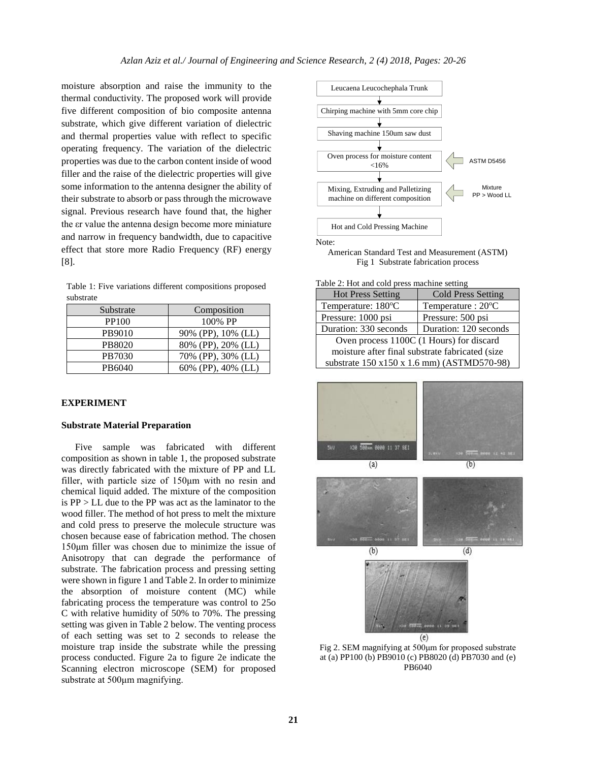moisture absorption and raise the immunity to the thermal conductivity. The proposed work will provide five different composition of bio composite antenna substrate, which give different variation of dielectric and thermal properties value with reflect to specific operating frequency. The variation of the dielectric properties was due to the carbon content inside of wood filler and the raise of the dielectric properties will give some information to the antenna designer the ability of their substrate to absorb or pass through the microwave signal. Previous research have found that, the higher the εr value the antenna design become more miniature and narrow in frequency bandwidth, due to capacitive effect that store more Radio Frequency (RF) energy [8].

Table 1: Five variations different compositions proposed substrate

| Substrate | Composition |
|---|---|
| PP100 | 100% PP |
| PB9010 | 90% (PP), 10% (LL) |
| PB8020 | 80% (PP), 20% (LL) |
| PB7030 | 70% (PP), 30% (LL) |
| PB6040 | 60% (PP), 40% (LL) |

## EXPERIMENT

### Substrate Material Preparation

Five sample was fabricated with different composition as shown in table 1, the proposed substrate was directly fabricated with the mixture of PP and LL filler, with particle size of 150μm with no resin and chemical liquid added. The mixture of the composition is PP > LL due to the PP was act as the laminator to the wood filler. The method of hot press to melt the mixture and cold press to preserve the molecule structure was chosen because ease of fabrication method. The chosen 150μm filler was chosen due to minimize the issue of Anisotropy that can degrade the performance of substrate. The fabrication process and pressing setting were shown in figure 1 and Table 2. In order to minimize the absorption of moisture content (MC) while fabricating process the temperature was control to 25o C with relative humidity of 50% to 70%. The pressing setting was given in Table 2 below. The venting process of each setting was set to 2 seconds to release the moisture trap inside the substrate while the pressing process conducted. Figure 2a to figure 2e indicate the Scanning electron microscope (SEM) for proposed substrate at 500μm magnifying.

Leucaena Leucochephala Trunk → Chirping machine with 5mm core chip → Shaving machine 150um saw dust → Oven process for moisture content <16% (ASTM D5456) → Mixing, Extruding and Palletizing machine on different composition (Mixture PP > Wood LL) → Hot and Cold Pressing Machine

Note:

American Standard Test and Measurement (ASTM)

Fig 1 Substrate fabrication process

Table 2: Hot and cold press machine setting

| Hot Press Setting | Cold Press Setting |
|---|---|
| Temperature: 180°C | Temperature : 20°C |
| Pressure: 1000 psi | Pressure: 500 psi |
| Duration: 330 seconds | Duration: 120 seconds |
| Oven process 1100C (1 Hours) for discard moisture after final substrate fabricated (size substrate 150 x150 x 1.6 mm) (ASTMD570-98) | |

Fig 2. SEM magnifying at 500μm for proposed substrate at (a) PP100 (b) PB9010 (c) PB8020 (d) PB7030 and (e) PB6040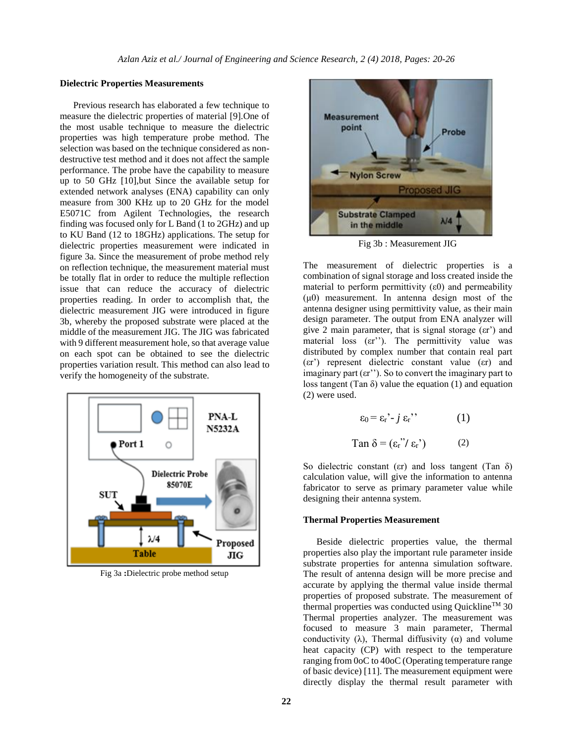**Dielectric Properties Measurements**

Previous research has elaborated a few technique to measure the dielectric properties of material [9].One of the most usable technique to measure the dielectric properties was high temperature probe method. The selection was based on the technique considered as non-destructive test method and it does not affect the sample performance. The probe have the capability to measure up to 50 GHz [10],but Since the available setup for extended network analyses (ENA) capability can only measure from 300 KHz up to 20 GHz for the model E5071C from Agilent Technologies, the research finding was focused only for L Band (1 to 2GHz) and up to KU Band (12 to 18GHz) applications. The setup for dielectric properties measurement were indicated in figure 3a. Since the measurement of probe method rely on reflection technique, the measurement material must be totally flat in order to reduce the multiple reflection issue that can reduce the accuracy of dielectric properties reading. In order to accomplish that, the dielectric measurement JIG were introduced in figure 3b, whereby the proposed substrate were placed at the middle of the measurement JIG. The JIG was fabricated with 9 different measurement hole, so that average value on each spot can be obtained to see the dielectric properties variation result. This method can also lead to verify the homogeneity of the substrate.

Fig 3a **:**Dielectric probe method setup

Fig 3b : Measurement JIG

The measurement of dielectric properties is a combination of signal storage and loss created inside the material to perform permittivity ($\varepsilon 0$) and permeability ($\mu 0$) measurement. In antenna design most of the antenna designer using permittivity value, as their main design parameter. The output from ENA analyzer will give 2 main parameter, that is signal storage ($\varepsilon r'$) and material loss ($\varepsilon r''$). The permittivity value was distributed by complex number that contain real part ($\varepsilon r'$) represent dielectric constant value ($\varepsilon r$) and imaginary part ($\varepsilon r''$). So to convert the imaginary part to loss tangent (Tan $\delta$) value the equation (1) and equation (2) were used.

$$\varepsilon_0 = \varepsilon_r' - j\, \varepsilon_r'' \qquad (1)$$

$$\text{Tan}\ \delta = (\varepsilon_r'' / \varepsilon_r') \qquad (2)$$

So dielectric constant ($\varepsilon r$) and loss tangent (Tan $\delta$) calculation value, will give the information to antenna fabricator to serve as primary parameter value while designing their antenna system.

**Thermal Properties Measurement**

Beside dielectric properties value, the thermal properties also play the important rule parameter inside substrate properties for antenna simulation software. The result of antenna design will be more precise and accurate by applying the thermal value inside thermal properties of proposed substrate. The measurement of thermal properties was conducted using Quickline$^{TM}$ 30 Thermal properties analyzer. The measurement was focused to measure 3 main parameter, Thermal conductivity ($\lambda$), Thermal diffusivity ($\alpha$) and volume heat capacity (CP) with respect to the temperature ranging from 0oC to 40oC (Operating temperature range of basic device) [11]. The measurement equipment were directly display the thermal result parameter with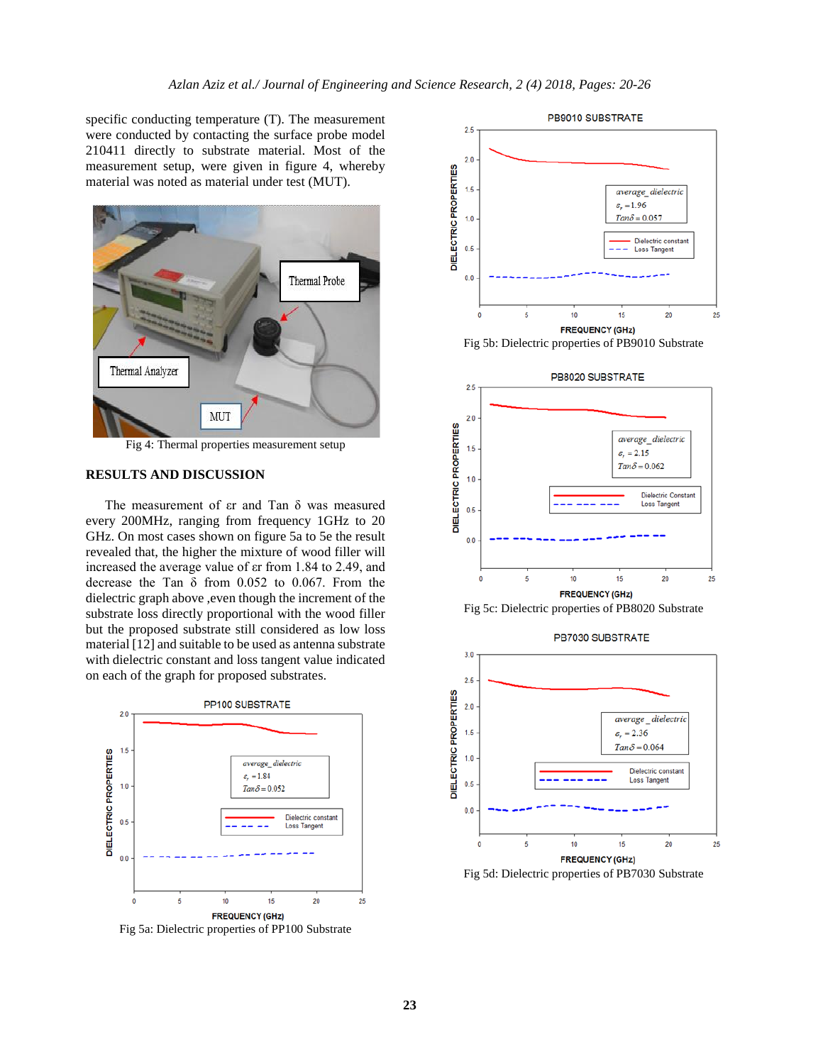specific conducting temperature (T). The measurement were conducted by contacting the surface probe model 210411 directly to substrate material. Most of the measurement setup, were given in figure 4, whereby material was noted as material under test (MUT).

Fig 4: Thermal properties measurement setup

## RESULTS AND DISCUSSION

The measurement of εr and Tan δ was measured every 200MHz, ranging from frequency 1GHz to 20 GHz. On most cases shown on figure 5a to 5e the result revealed that, the higher the mixture of wood filler will increased the average value of εr from 1.84 to 2.49, and decrease the Tan δ from 0.052 to 0.067. From the dielectric graph above ,even though the increment of the substrate loss directly proportional with the wood filler but the proposed substrate still considered as low loss material [12] and suitable to be used as antenna substrate with dielectric constant and loss tangent value indicated on each of the graph for proposed substrates.

Fig 5a: Dielectric properties of PP100 Substrate

Fig 5b: Dielectric properties of PB9010 Substrate

Fig 5c: Dielectric properties of PB8020 Substrate

Fig 5d: Dielectric properties of PB7030 Substrate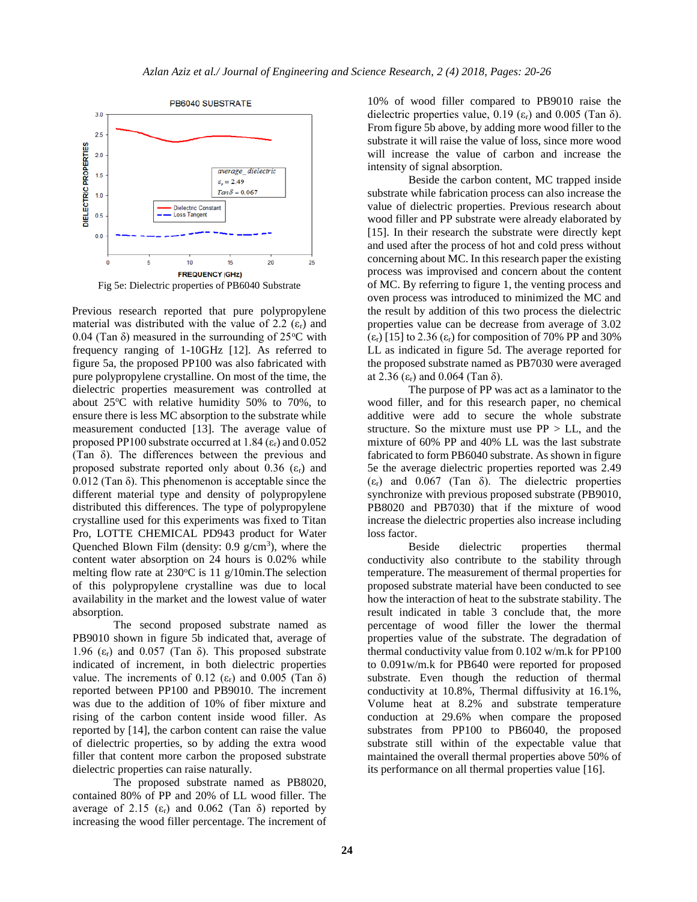Fig 5e: Dielectric properties of PB6040 Substrate

Previous research reported that pure polypropylene material was distributed with the value of 2.2 ($\varepsilon_r$) and 0.04 (Tan δ) measured in the surrounding of 25°C with frequency ranging of 1-10GHz [12]. As referred to figure 5a, the proposed PP100 was also fabricated with pure polypropylene crystalline. On most of the time, the dielectric properties measurement was controlled at about 25°C with relative humidity 50% to 70%, to ensure there is less MC absorption to the substrate while measurement conducted [13]. The average value of proposed PP100 substrate occurred at 1.84 ($\varepsilon_r$) and 0.052 (Tan δ). The differences between the previous and proposed substrate reported only about 0.36 ($\varepsilon_r$) and 0.012 (Tan δ). This phenomenon is acceptable since the different material type and density of polypropylene distributed this differences. The type of polypropylene crystalline used for this experiments was fixed to Titan Pro, LOTTE CHEMICAL PD943 product for Water Quenched Blown Film (density: 0.9 g/cm$^3$), where the content water absorption on 24 hours is 0.02% while melting flow rate at 230°C is 11 g/10min.The selection of this polypropylene crystalline was due to local availability in the market and the lowest value of water absorption.

The second proposed substrate named as PB9010 shown in figure 5b indicated that, average of 1.96 ($\varepsilon_r$) and 0.057 (Tan δ). This proposed substrate indicated of increment, in both dielectric properties value. The increments of 0.12 ($\varepsilon_r$) and 0.005 (Tan δ) reported between PP100 and PB9010. The increment was due to the addition of 10% of fiber mixture and rising of the carbon content inside wood filler. As reported by [14], the carbon content can raise the value of dielectric properties, so by adding the extra wood filler that content more carbon the proposed substrate dielectric properties can raise naturally.

The proposed substrate named as PB8020, contained 80% of PP and 20% of LL wood filler. The average of 2.15 ($\varepsilon_r$) and 0.062 (Tan δ) reported by increasing the wood filler percentage. The increment of 10% of wood filler compared to PB9010 raise the dielectric properties value, 0.19 ($\varepsilon_r$) and 0.005 (Tan δ). From figure 5b above, by adding more wood filler to the substrate it will raise the value of loss, since more wood will increase the value of carbon and increase the intensity of signal absorption.

Beside the carbon content, MC trapped inside substrate while fabrication process can also increase the value of dielectric properties. Previous research about wood filler and PP substrate were already elaborated by [15]. In their research the substrate were directly kept and used after the process of hot and cold press without concerning about MC. In this research paper the existing process was improvised and concern about the content of MC. By referring to figure 1, the venting process and oven process was introduced to minimized the MC and the result by addition of this two process the dielectric properties value can be decrease from average of 3.02 ($\varepsilon_r$) [15] to 2.36 ($\varepsilon_r$) for composition of 70% PP and 30% LL as indicated in figure 5d. The average reported for the proposed substrate named as PB7030 were averaged at 2.36 ($\varepsilon_r$) and 0.064 (Tan δ).

The purpose of PP was act as a laminator to the wood filler, and for this research paper, no chemical additive were add to secure the whole substrate structure. So the mixture must use PP > LL, and the mixture of 60% PP and 40% LL was the last substrate fabricated to form PB6040 substrate. As shown in figure 5e the average dielectric properties reported was 2.49 ($\varepsilon_r$) and 0.067 (Tan δ). The dielectric properties synchronize with previous proposed substrate (PB9010, PB8020 and PB7030) that if the mixture of wood increase the dielectric properties also increase including loss factor.

Beside dielectric properties thermal conductivity also contribute to the stability through temperature. The measurement of thermal properties for proposed substrate material have been conducted to see how the interaction of heat to the substrate stability. The result indicated in table 3 conclude that, the more percentage of wood filler the lower the thermal properties value of the substrate. The degradation of thermal conductivity value from 0.102 w/m.k for PP100 to 0.091w/m.k for PB640 were reported for proposed substrate. Even though the reduction of thermal conductivity at 10.8%, Thermal diffusivity at 16.1%, Volume heat at 8.2% and substrate temperature conduction at 29.6% when compare the proposed substrates from PP100 to PB6040, the proposed substrate still within of the expectable value that maintained the overall thermal properties above 50% of its performance on all thermal properties value [16].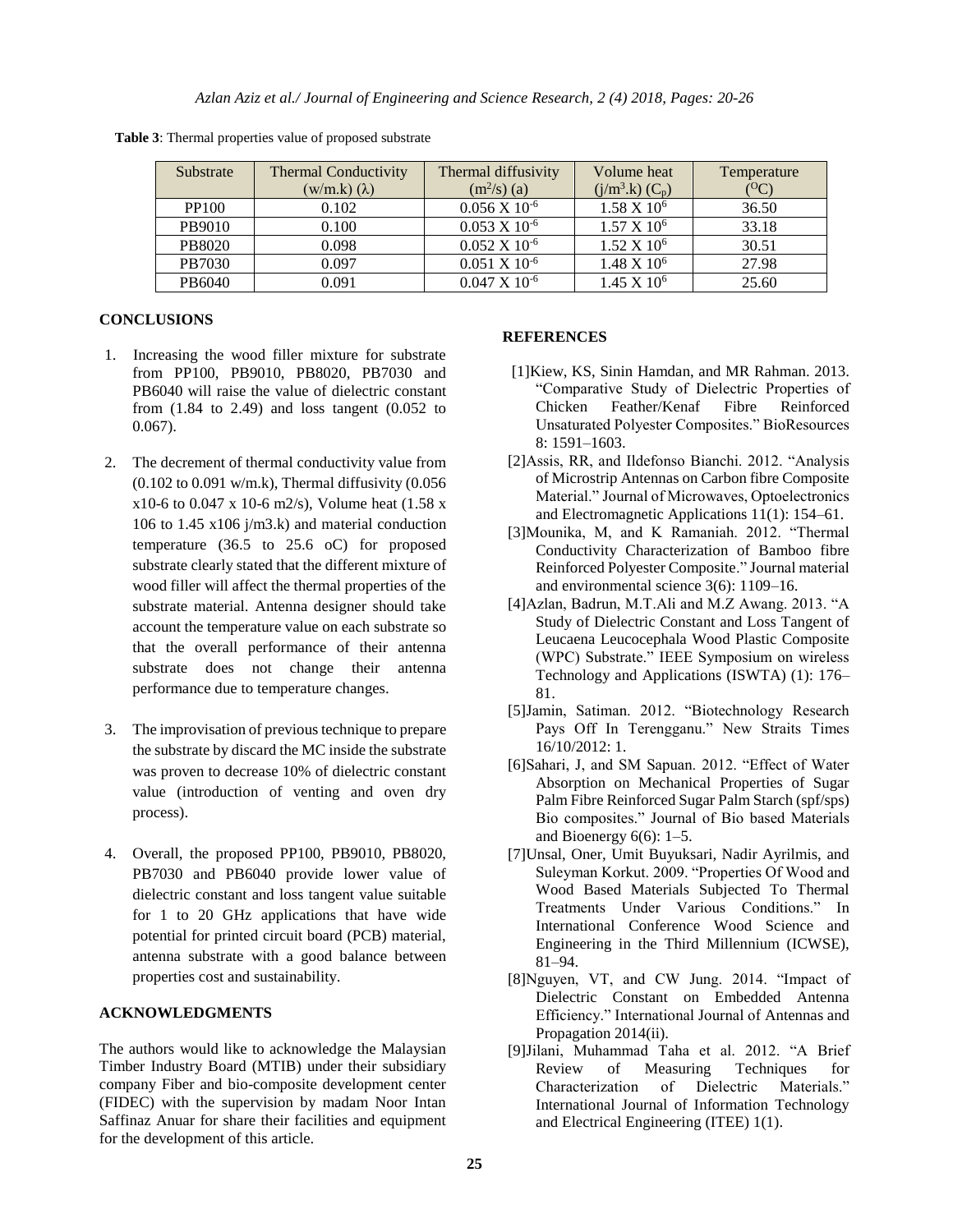**Table 3**: Thermal properties value of proposed substrate

| Substrate | Thermal Conductivity (w/m.k) (λ) | Thermal diffusivity ($m^2$/s) (a) | Volume heat (j/$m^3$.k) ($C_p$) | Temperature ($^O$C) |
|---|---|---|---|---|
| PP100 | 0.102 | 0.056 X $10^{-6}$ | 1.58 X $10^6$ | 36.50 |
| PB9010 | 0.100 | 0.053 X $10^{-6}$ | 1.57 X $10^6$ | 33.18 |
| PB8020 | 0.098 | 0.052 X $10^{-6}$ | 1.52 X $10^6$ | 30.51 |
| PB7030 | 0.097 | 0.051 X $10^{-6}$ | 1.48 X $10^6$ | 27.98 |
| PB6040 | 0.091 | 0.047 X $10^{-6}$ | 1.45 X $10^6$ | 25.60 |

## CONCLUSIONS

1. Increasing the wood filler mixture for substrate from PP100, PB9010, PB8020, PB7030 and PB6040 will raise the value of dielectric constant from (1.84 to 2.49) and loss tangent (0.052 to 0.067).

2. The decrement of thermal conductivity value from (0.102 to 0.091 w/m.k), Thermal diffusivity (0.056 x10-6 to 0.047 x 10-6 m2/s), Volume heat (1.58 x 106 to 1.45 x106 j/m3.k) and material conduction temperature (36.5 to 25.6 oC) for proposed substrate clearly stated that the different mixture of wood filler will affect the thermal properties of the substrate material. Antenna designer should take account the temperature value on each substrate so that the overall performance of their antenna substrate does not change their antenna performance due to temperature changes.

3. The improvisation of previous technique to prepare the substrate by discard the MC inside the substrate was proven to decrease 10% of dielectric constant value (introduction of venting and oven dry process).

4. Overall, the proposed PP100, PB9010, PB8020, PB7030 and PB6040 provide lower value of dielectric constant and loss tangent value suitable for 1 to 20 GHz applications that have wide potential for printed circuit board (PCB) material, antenna substrate with a good balance between properties cost and sustainability.

## ACKNOWLEDGMENTS

The authors would like to acknowledge the Malaysian Timber Industry Board (MTIB) under their subsidiary company Fiber and bio-composite development center (FIDEC) with the supervision by madam Noor Intan Saffinaz Anuar for share their facilities and equipment for the development of this article.

## REFERENCES

[1]Kiew, KS, Sinin Hamdan, and MR Rahman. 2013. "Comparative Study of Dielectric Properties of Chicken Feather/Kenaf Fibre Reinforced Unsaturated Polyester Composites." BioResources 8: 1591–1603.

[2]Assis, RR, and Ildefonso Bianchi. 2012. "Analysis of Microstrip Antennas on Carbon fibre Composite Material." Journal of Microwaves, Optoelectronics and Electromagnetic Applications 11(1): 154–61.

[3]Mounika, M, and K Ramaniah. 2012. "Thermal Conductivity Characterization of Bamboo fibre Reinforced Polyester Composite." Journal material and environmental science 3(6): 1109–16.

[4]Azlan, Badrun, M.T.Ali and M.Z Awang. 2013. "A Study of Dielectric Constant and Loss Tangent of Leucaena Leucocephala Wood Plastic Composite (WPC) Substrate." IEEE Symposium on wireless Technology and Applications (ISWTA) (1): 176–81.

[5]Jamin, Satiman. 2012. "Biotechnology Research Pays Off In Terengganu." New Straits Times 16/10/2012: 1.

[6]Sahari, J, and SM Sapuan. 2012. "Effect of Water Absorption on Mechanical Properties of Sugar Palm Fibre Reinforced Sugar Palm Starch (spf/sps) Bio composites." Journal of Bio based Materials and Bioenergy 6(6): 1–5.

[7]Unsal, Oner, Umit Buyuksari, Nadir Ayrilmis, and Suleyman Korkut. 2009. "Properties Of Wood and Wood Based Materials Subjected To Thermal Treatments Under Various Conditions." In International Conference Wood Science and Engineering in the Third Millennium (ICWSE), 81–94.

[8]Nguyen, VT, and CW Jung. 2014. "Impact of Dielectric Constant on Embedded Antenna Efficiency." International Journal of Antennas and Propagation 2014(ii).

[9]Jilani, Muhammad Taha et al. 2012. "A Brief Review of Measuring Techniques for Characterization of Dielectric Materials." International Journal of Information Technology and Electrical Engineering (ITEE) 1(1).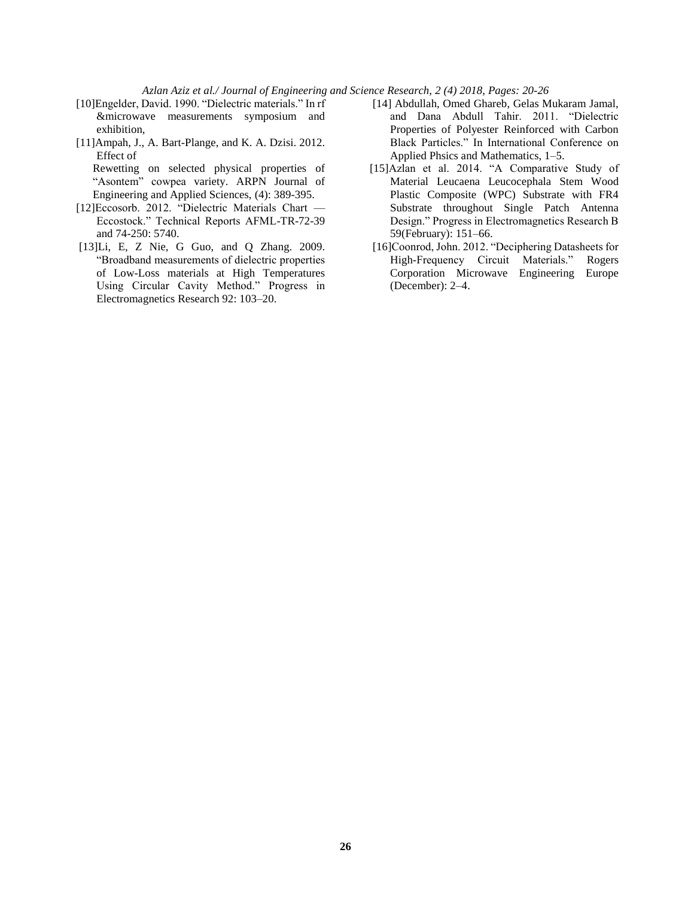[10]Engelder, David. 1990. "Dielectric materials." In rf &microwave measurements symposium and exhibition,

[11]Ampah, J., A. Bart-Plange, and K. A. Dzisi. 2012. Effect of Rewetting on selected physical properties of "Asontem" cowpea variety. ARPN Journal of Engineering and Applied Sciences, (4): 389-395.

[12]Eccosorb. 2012. "Dielectric Materials Chart — Eccostock." Technical Reports AFML-TR-72-39 and 74-250: 5740.

[13]Li, E, Z Nie, G Guo, and Q Zhang. 2009. "Broadband measurements of dielectric properties of Low-Loss materials at High Temperatures Using Circular Cavity Method." Progress in Electromagnetics Research 92: 103–20.

[14] Abdullah, Omed Ghareb, Gelas Mukaram Jamal, and Dana Abdull Tahir. 2011. "Dielectric Properties of Polyester Reinforced with Carbon Black Particles." In International Conference on Applied Phsics and Mathematics, 1–5.

[15]Azlan et al. 2014. "A Comparative Study of Material Leucaena Leucocephala Stem Wood Plastic Composite (WPC) Substrate with FR4 Substrate throughout Single Patch Antenna Design." Progress in Electromagnetics Research B 59(February): 151–66.

[16]Coonrod, John. 2012. "Deciphering Datasheets for High-Frequency Circuit Materials." Rogers Corporation Microwave Engineering Europe (December): 2–4.